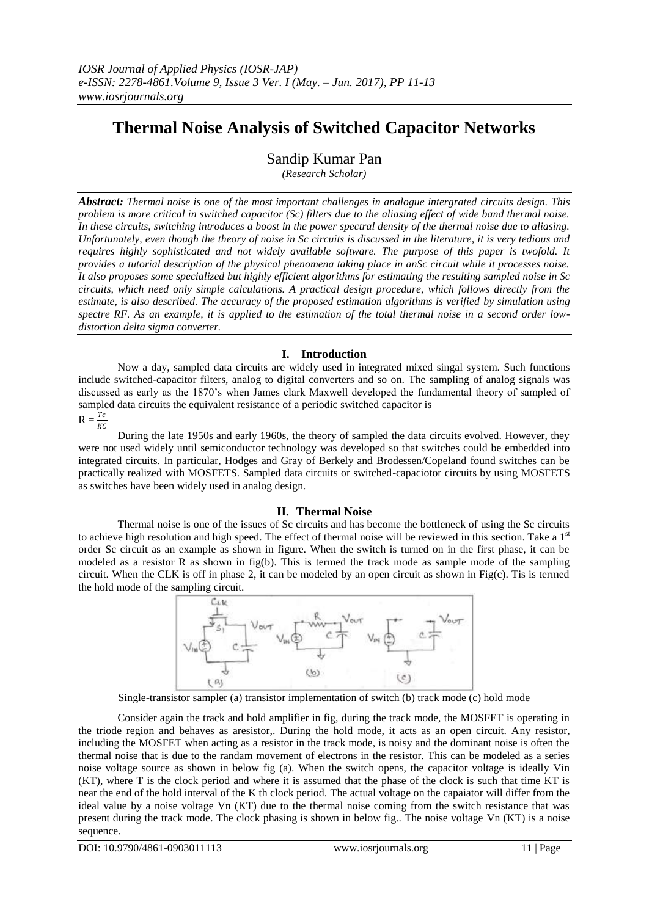# Thermal Noise Analysis of Switched Capacitor Networks

Sandip Kumar Pan

*(Research Scholar)*

***Abstract:*** *Thermal noise is one of the most important challenges in analogue intergrated circuits design. This problem is more critical in switched capacitor (Sc) filters due to the aliasing effect of wide band thermal noise. In these circuits, switching introduces a boost in the power spectral density of the thermal noise due to aliasing. Unfortunately, even though the theory of noise in Sc circuits is discussed in the literature, it is very tedious and requires highly sophisticated and not widely available software. The purpose of this paper is twofold. It provides a tutorial description of the physical phenomena taking place in anSc circuit while it processes noise. It also proposes some specialized but highly efficient algorithms for estimating the resulting sampled noise in Sc circuits, which need only simple calculations. A practical design procedure, which follows directly from the estimate, is also described. The accuracy of the proposed estimation algorithms is verified by simulation using spectre RF. As an example, it is applied to the estimation of the total thermal noise in a second order low-distortion delta sigma converter.*

## I. Introduction

Now a day, sampled data circuits are widely used in integrated mixed singal system. Such functions include switched-capacitor filters, analog to digital converters and so on. The sampling of analog signals was discussed as early as the 1870's when James clark Maxwell developed the fundamental theory of sampled of sampled data circuits the equivalent resistance of a periodic switched capacitor is

$R = \frac{Tc}{KC}$

During the late 1950s and early 1960s, the theory of sampled the data circuits evolved. However, they were not used widely until semiconductor technology was developed so that switches could be embedded into integrated circuits. In particular, Hodges and Gray of Berkely and Brodessen/Copeland found switches can be practically realized with MOSFETS. Sampled data circuits or switched-capaciotor circuits by using MOSFETS as switches have been widely used in analog design.

## II. Thermal Noise

Thermal noise is one of the issues of Sc circuits and has become the bottleneck of using the Sc circuits to achieve high resolution and high speed. The effect of thermal noise will be reviewed in this section. Take a 1st order Sc circuit as an example as shown in figure. When the switch is turned on in the first phase, it can be modeled as a resistor R as shown in fig(b). This is termed the track mode as sample mode of the sampling circuit. When the CLK is off in phase 2, it can be modeled by an open circuit as shown in Fig(c). Tis is termed the hold mode of the sampling circuit.

Single-transistor sampler (a) transistor implementation of switch (b) track mode (c) hold mode

Consider again the track and hold amplifier in fig, during the track mode, the MOSFET is operating in the triode region and behaves as aresistor,. During the hold mode, it acts as an open circuit. Any resistor, including the MOSFET when acting as a resistor in the track mode, is noisy and the dominant noise is often the thermal noise that is due to the randam movement of electrons in the resistor. This can be modeled as a series noise voltage source as shown in below fig (a). When the switch opens, the capacitor voltage is ideally Vin (KT), where T is the clock period and where it is assumed that the phase of the clock is such that time KT is near the end of the hold interval of the K th clock period. The actual voltage on the capaiator will differ from the ideal value by a noise voltage Vn (KT) due to the thermal noise coming from the switch resistance that was present during the track mode. The clock phasing is shown in below fig.. The noise voltage Vn (KT) is a noise sequence.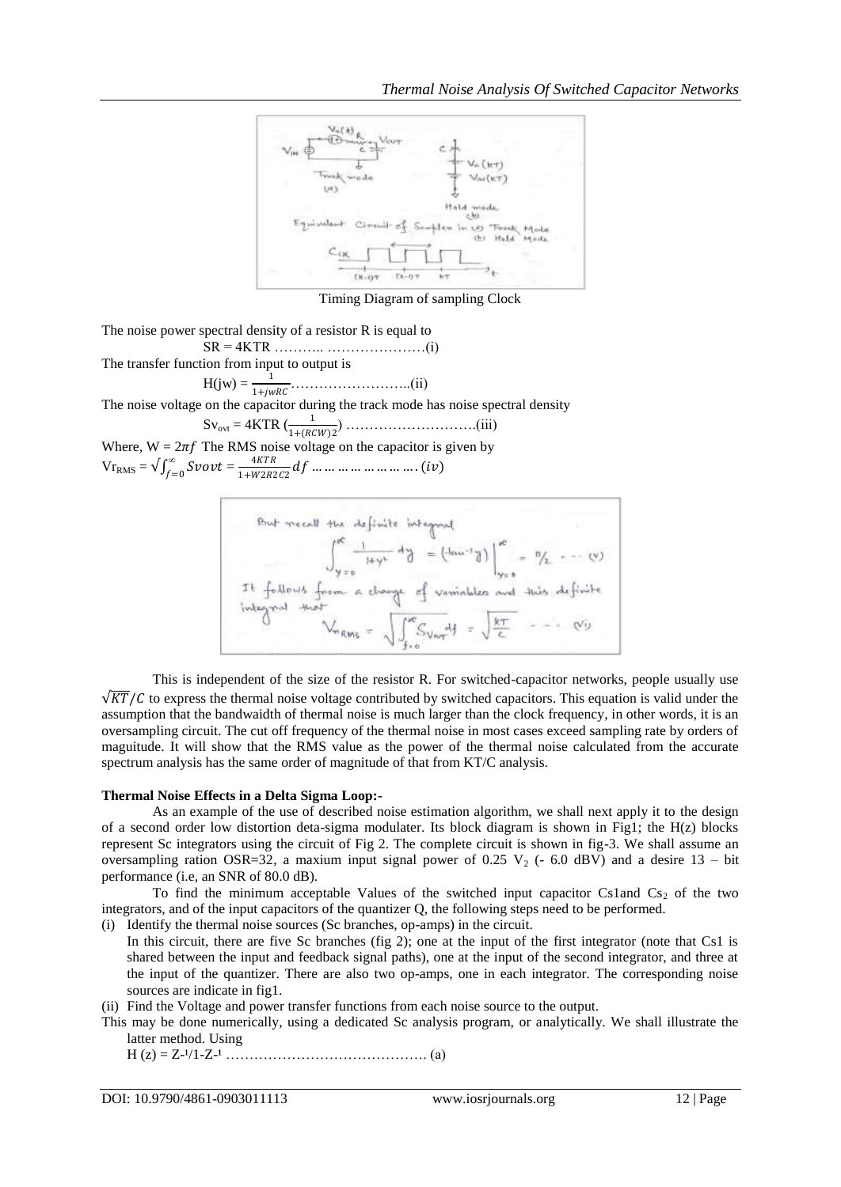Timing Diagram of sampling Clock

The noise power spectral density of a resistor R is equal to

$$SR = 4KTR \;\ldots\ldots\ldots\ldots\ldots\ldots\ldots\ldots\text{(i)}$$

The transfer function from input to output is

$$H(jw) = \frac{1}{1+jwRC}\ldots\ldots\ldots\ldots\ldots\ldots\ldots\text{(ii)}$$

The noise voltage on the capacitor during the track mode has noise spectral density

$$Sv_{ovt} = 4KTR\left(\frac{1}{1+(RCW)2}\right)\ldots\ldots\ldots\ldots\ldots\ldots\text{(iii)}$$

Where, $W = 2\pi f$ The RMS noise voltage on the capacitor is given by

$$Vr_{RMS} = \sqrt{\int_{f=0}^{\infty} Svovt} = \frac{4KTR}{1+W2R2C2}df \ldots\ldots\ldots\ldots\ldots\ldots\ldots(iv)$$

But recall the definite integral

$$\int_{y=0}^{\infty} \frac{1}{1+y^2}\,dy = (\tan^{-1}y)\Big|_{y=0}^{\infty} = \pi/2 \quad \text{---}(v)$$

It follows from a change of variables and this definite integral that

$$V_{nRMS} = \sqrt{\int_{f=0}^{\infty} S_{Vnr}\,df} = \sqrt{\frac{kT}{c}} \quad \text{---}(vi)$$

This is independent of the size of the resistor R. For switched-capacitor networks, people usually use $\sqrt{KT}/C$ to express the thermal noise voltage contributed by switched capacitors. This equation is valid under the assumption that the bandwaidth of thermal noise is much larger than the clock frequency, in other words, it is an oversampling circuit. The cut off frequency of the thermal noise in most cases exceed sampling rate by orders of maguitude. It will show that the RMS value as the power of the thermal noise calculated from the accurate spectrum analysis has the same order of magnitude of that from KT/C analysis.

**Thermal Noise Effects in a Delta Sigma Loop:-**

As an example of the use of described noise estimation algorithm, we shall next apply it to the design of a second order low distortion deta-sigma modulater. Its block diagram is shown in Fig1; the H(z) blocks represent Sc integrators using the circuit of Fig 2. The complete circuit is shown in fig-3. We shall assume an oversampling ration OSR=32, a maxium input signal power of 0.25 $V_2$ (- 6.0 dBV) and a desire 13 – bit performance (i.e, an SNR of 80.0 dB).

To find the minimum acceptable Values of the switched input capacitor Cs1and $Cs_2$ of the two integrators, and of the input capacitors of the quantizer Q, the following steps need to be performed.

(i) Identify the thermal noise sources (Sc branches, op-amps) in the circuit.
In this circuit, there are five Sc branches (fig 2); one at the input of the first integrator (note that Cs1 is shared between the input and feedback signal paths), one at the input of the second integrator, and three at the input of the quantizer. There are also two op-amps, one in each integrator. The corresponding noise sources are indicate in fig1.

(ii) Find the Voltage and power transfer functions from each noise source to the output.

This may be done numerically, using a dedicated Sc analysis program, or analytically. We shall illustrate the latter method. Using

$$H(z) = Z^{-1}/1-Z^{-1} \ldots\ldots\ldots\ldots\ldots\ldots\ldots\ldots\ldots\ldots\ldots\ldots\ldots \text{(a)}$$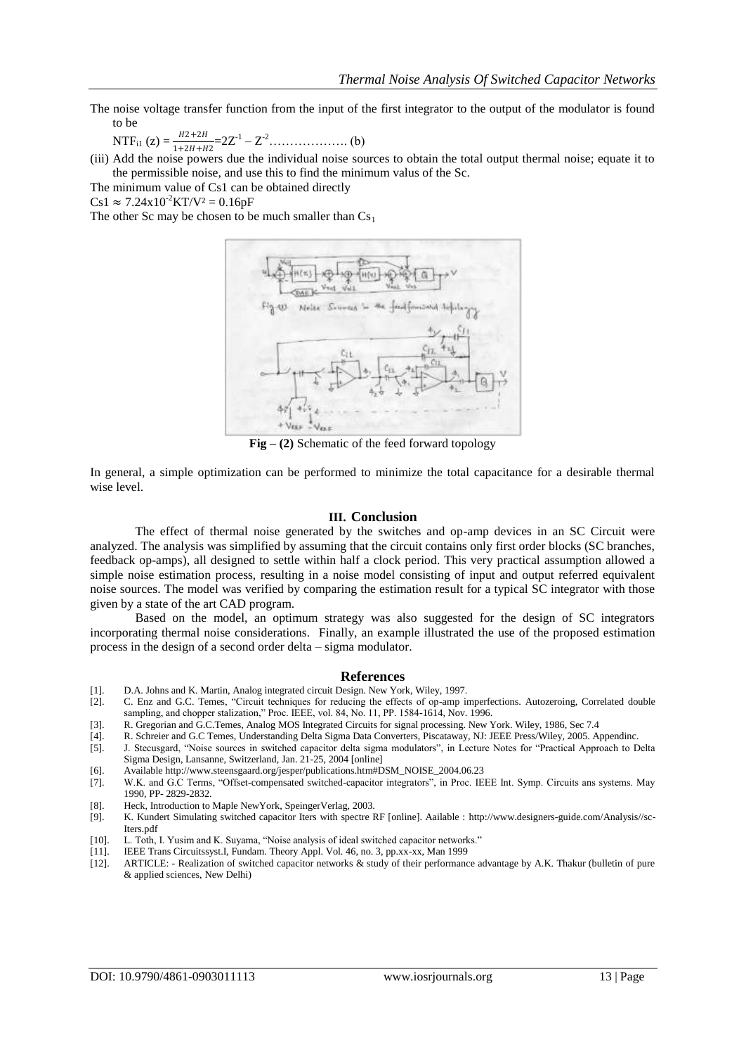The noise voltage transfer function from the input of the first integrator to the output of the modulator is found to be

$$NTF_{i1}(z) = \frac{H2+2H}{1+2H+H2} = 2Z^{-1} - Z^{-2} \ldots\ldots\ldots\ldots\ldots\ldots \text{(b)}$$

(iii) Add the noise powers due the individual noise sources to obtain the total output thermal noise; equate it to the permissible noise, and use this to find the minimum valus of the Sc.

The minimum value of Cs1 can be obtained directly

$Cs1 \approx 7.24x10^{-2}KT/V^2 = 0.16pF$

The other Sc may be chosen to be much smaller than $Cs_1$

**Fig – (2)** Schematic of the feed forward topology

In general, a simple optimization can be performed to minimize the total capacitance for a desirable thermal wise level.

## III. Conclusion

The effect of thermal noise generated by the switches and op-amp devices in an SC Circuit were analyzed. The analysis was simplified by assuming that the circuit contains only first order blocks (SC branches, feedback op-amps), all designed to settle within half a clock period. This very practical assumption allowed a simple noise estimation process, resulting in a noise model consisting of input and output referred equivalent noise sources. The model was verified by comparing the estimation result for a typical SC integrator with those given by a state of the art CAD program.

Based on the model, an optimum strategy was also suggested for the design of SC integrators incorporating thermal noise considerations. Finally, an example illustrated the use of the proposed estimation process in the design of a second order delta – sigma modulator.

## References

[1]. D.A. Johns and K. Martin, Analog integrated circuit Design. New York, Wiley, 1997.

[2]. C. Enz and G.C. Temes, "Circuit techniques for reducing the effects of op-amp imperfections. Autozeroing, Correlated double sampling, and chopper stalization," Proc. IEEE, vol. 84, No. 11, PP. 1584-1614, Nov. 1996.

[3]. R. Gregorian and G.C.Temes, Analog MOS Integrated Circuits for signal processing. New York. Wiley, 1986, Sec 7.4

[4]. R. Schreier and G.C Temes, Understanding Delta Sigma Data Converters, Piscataway, NJ: JEEE Press/Wiley, 2005. Appendinc.

[5]. J. Stecusgard, "Noise sources in switched capacitor delta sigma modulators", in Lecture Notes for "Practical Approach to Delta Sigma Design, Lansanne, Switzerland, Jan. 21-25, 2004 [online]

[6]. Available http://www.steensgaard.org/jesper/publications.htm#DSM_NOISE_2004.06.23

[7]. W.K. and G.C Terms, "Offset-compensated switched-capacitor integrators", in Proc. IEEE Int. Symp. Circuits ans systems. May 1990, PP- 2829-2832.

[8]. Heck, Introduction to Maple NewYork, SpeingerVerlag, 2003.

[9]. K. Kundert Simulating switched capacitor Iters with spectre RF [online]. Aailable : http://www.designers-guide.com/Analysis//sc-Iters.pdf

[10]. L. Toth, I. Yusim and K. Suyama, "Noise analysis of ideal switched capacitor networks."

[11]. IEEE Trans Circuitssyst.I, Fundam. Theory Appl. Vol. 46, no. 3, pp.xx-xx, Man 1999

[12]. ARTICLE: - Realization of switched capacitor networks & study of their performance advantage by A.K. Thakur (bulletin of pure & applied sciences, New Delhi)